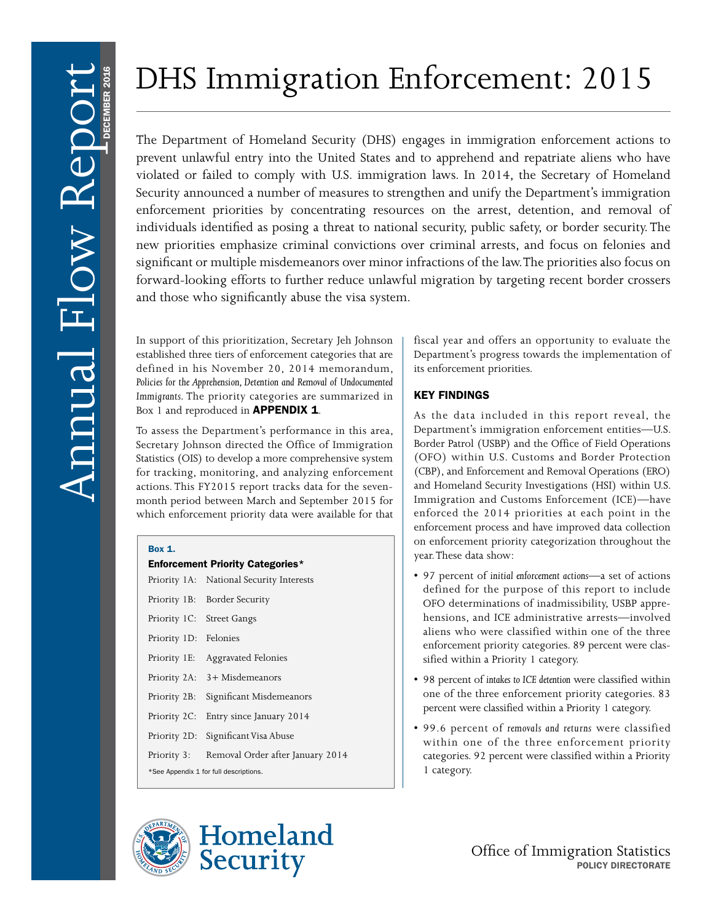Annual Flow Report

DECEMBER 2016

# DHS Immigration Enforcement: 2015

The Department of Homeland Security (DHS) engages in immigration enforcement actions to prevent unlawful entry into the United States and to apprehend and repatriate aliens who have violated or failed to comply with U.S. immigration laws. In 2014, the Secretary of Homeland Security announced a number of measures to strengthen and unify the Department's immigration enforcement priorities by concentrating resources on the arrest, detention, and removal of individuals identified as posing a threat to national security, public safety, or border security. The new priorities emphasize criminal convictions over criminal arrests, and focus on felonies and significant or multiple misdemeanors over minor infractions of the law. The priorities also focus on forward-looking efforts to further reduce unlawful migration by targeting recent border crossers and those who significantly abuse the visa system.

In support of this prioritization, Secretary Jeh Johnson established three tiers of enforcement categories that are defined in his November 20, 2014 memorandum, *Policies for the Apprehension, Detention and Removal of Undocumented Immigrants*. The priority categories are summarized in Box 1 and reproduced in **APPENDIX 1**.

To assess the Department's performance in this area, Secretary Johnson directed the Office of Immigration Statistics (OIS) to develop a more comprehensive system for tracking, monitoring, and analyzing enforcement actions. This FY2015 report tracks data for the seven-month period between March and September 2015 for which enforcement priority data were available for that fiscal year and offers an opportunity to evaluate the Department's progress towards the implementation of its enforcement priorities.

**Box 1.**

**Enforcement Priority Categories***

| | |
|---|---|
| Priority 1A: | National Security Interests |
| Priority 1B: | Border Security |
| Priority 1C: | Street Gangs |
| Priority 1D: | Felonies |
| Priority 1E: | Aggravated Felonies |
| Priority 2A: | 3+ Misdemeanors |
| Priority 2B: | Significant Misdemeanors |
| Priority 2C: | Entry since January 2014 |
| Priority 2D: | Significant Visa Abuse |
| Priority 3: | Removal Order after January 2014 |

*See Appendix 1 for full descriptions.

## KEY FINDINGS

As the data included in this report reveal, the Department's immigration enforcement entities—U.S. Border Patrol (USBP) and the Office of Field Operations (OFO) within U.S. Customs and Border Protection (CBP), and Enforcement and Removal Operations (ERO) and Homeland Security Investigations (HSI) within U.S. Immigration and Customs Enforcement (ICE)—have enforced the 2014 priorities at each point in the enforcement process and have improved data collection on enforcement priority categorization throughout the year. These data show:

- 97 percent of *initial enforcement actions*—a set of actions defined for the purpose of this report to include OFO determinations of inadmissibility, USBP apprehensions, and ICE administrative arrests—involved aliens who were classified within one of the three enforcement priority categories. 89 percent were classified within a Priority 1 category.
- 98 percent of *intakes to ICE detention* were classified within one of the three enforcement priority categories. 83 percent were classified within a Priority 1 category.
- 99.6 percent of *removals and returns* were classified within one of the three enforcement priority categories. 92 percent were classified within a Priority 1 category.

Homeland Security

Office of Immigration Statistics
POLICY DIRECTORATE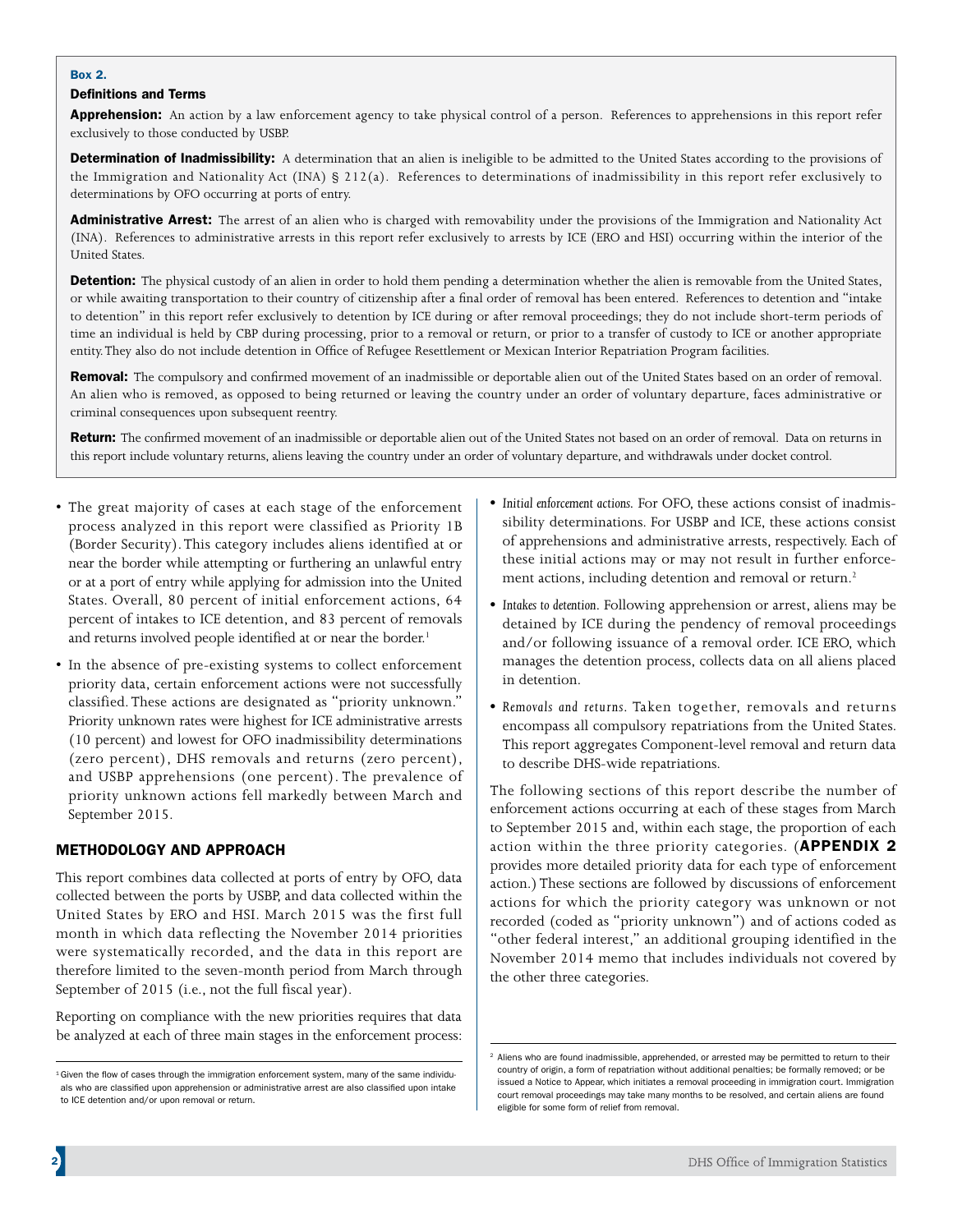**Box 2.**

**Definitions and Terms**

**Apprehension:** An action by a law enforcement agency to take physical control of a person. References to apprehensions in this report refer exclusively to those conducted by USBP.

**Determination of Inadmissibility:** A determination that an alien is ineligible to be admitted to the United States according to the provisions of the Immigration and Nationality Act (INA) § 212(a). References to determinations of inadmissibility in this report refer exclusively to determinations by OFO occurring at ports of entry.

**Administrative Arrest:** The arrest of an alien who is charged with removability under the provisions of the Immigration and Nationality Act (INA). References to administrative arrests in this report refer exclusively to arrests by ICE (ERO and HSI) occurring within the interior of the United States.

**Detention:** The physical custody of an alien in order to hold them pending a determination whether the alien is removable from the United States, or while awaiting transportation to their country of citizenship after a final order of removal has been entered. References to detention and "intake to detention" in this report refer exclusively to detention by ICE during or after removal proceedings; they do not include short-term periods of time an individual is held by CBP during processing, prior to a removal or return, or prior to a transfer of custody to ICE or another appropriate entity. They also do not include detention in Office of Refugee Resettlement or Mexican Interior Repatriation Program facilities.

**Removal:** The compulsory and confirmed movement of an inadmissible or deportable alien out of the United States based on an order of removal. An alien who is removed, as opposed to being returned or leaving the country under an order of voluntary departure, faces administrative or criminal consequences upon subsequent reentry.

**Return:** The confirmed movement of an inadmissible or deportable alien out of the United States not based on an order of removal. Data on returns in this report include voluntary returns, aliens leaving the country under an order of voluntary departure, and withdrawals under docket control.

- The great majority of cases at each stage of the enforcement process analyzed in this report were classified as Priority 1B (Border Security). This category includes aliens identified at or near the border while attempting or furthering an unlawful entry or at a port of entry while applying for admission into the United States. Overall, 80 percent of initial enforcement actions, 64 percent of intakes to ICE detention, and 83 percent of removals and returns involved people identified at or near the border.[1]
- In the absence of pre-existing systems to collect enforcement priority data, certain enforcement actions were not successfully classified. These actions are designated as "priority unknown." Priority unknown rates were highest for ICE administrative arrests (10 percent) and lowest for OFO inadmissibility determinations (zero percent), DHS removals and returns (zero percent), and USBP apprehensions (one percent). The prevalence of priority unknown actions fell markedly between March and September 2015.

## METHODOLOGY AND APPROACH

This report combines data collected at ports of entry by OFO, data collected between the ports by USBP, and data collected within the United States by ERO and HSI. March 2015 was the first full month in which data reflecting the November 2014 priorities were systematically recorded, and the data in this report are therefore limited to the seven-month period from March through September of 2015 (i.e., not the full fiscal year).

Reporting on compliance with the new priorities requires that data be analyzed at each of three main stages in the enforcement process:

- *Initial enforcement actions.* For OFO, these actions consist of inadmissibility determinations. For USBP and ICE, these actions consist of apprehensions and administrative arrests, respectively. Each of these initial actions may or may not result in further enforcement actions, including detention and removal or return.[2]
- *Intakes to detention.* Following apprehension or arrest, aliens may be detained by ICE during the pendency of removal proceedings and/or following issuance of a removal order. ICE ERO, which manages the detention process, collects data on all aliens placed in detention.
- *Removals and returns.* Taken together, removals and returns encompass all compulsory repatriations from the United States. This report aggregates Component-level removal and return data to describe DHS-wide repatriations.

The following sections of this report describe the number of enforcement actions occurring at each of these stages from March to September 2015 and, within each stage, the proportion of each action within the three priority categories. (**APPENDIX 2** provides more detailed priority data for each type of enforcement action.) These sections are followed by discussions of enforcement actions for which the priority category was unknown or not recorded (coded as "priority unknown") and of actions coded as "other federal interest," an additional grouping identified in the November 2014 memo that includes individuals not covered by the other three categories.

[1] Given the flow of cases through the immigration enforcement system, many of the same individuals who are classified upon apprehension or administrative arrest are also classified upon intake to ICE detention and/or upon removal or return.

[2] Aliens who are found inadmissible, apprehended, or arrested may be permitted to return to their country of origin, a form of repatriation without additional penalties; be formally removed; or be issued a Notice to Appear, which initiates a removal proceeding in immigration court. Immigration court removal proceedings may take many months to be resolved, and certain aliens are found eligible for some form of relief from removal.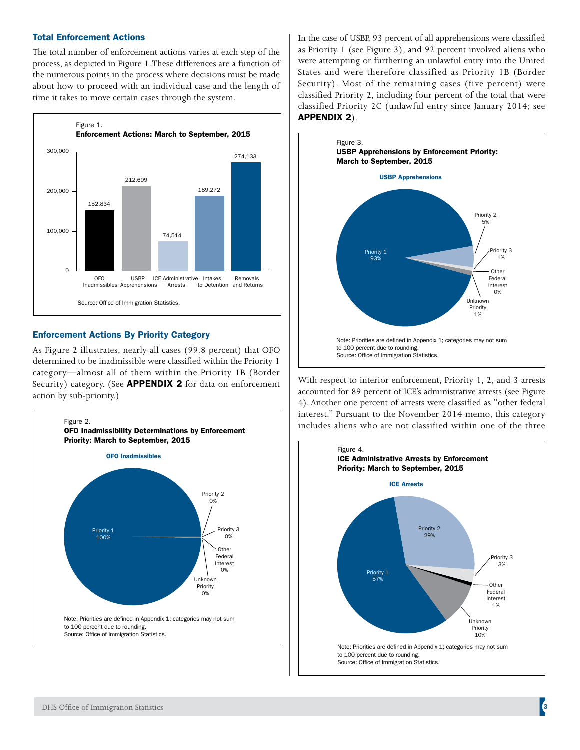## Total Enforcement Actions

The total number of enforcement actions varies at each step of the process, as depicted in Figure 1. These differences are a function of the numerous points in the process where decisions must be made about how to proceed with an individual case and the length of time it takes to move certain cases through the system.

Figure 1.
**Enforcement Actions: March to September, 2015**

| Category | Count |
|---|---|
| OFO Inadmissibles | 152,834 |
| USBP Apprehensions | 212,699 |
| ICE Administrative Arrests | 74,514 |
| Intakes to Detention | 189,272 |
| Removals and Returns | 274,133 |

Source: Office of Immigration Statistics.

## Enforcement Actions By Priority Category

As Figure 2 illustrates, nearly all cases (99.8 percent) that OFO determined to be inadmissible were classified within the Priority 1 category—almost all of them within the Priority 1B (Border Security) category. (See **APPENDIX 2** for data on enforcement action by sub-priority.)

Figure 2.
**OFO Inadmissibility Determinations by Enforcement Priority: March to September, 2015**

OFO Inadmissibles

| Priority | Percent |
|---|---|
| Priority 1 | 100% |
| Priority 2 | 0% |
| Priority 3 | 0% |
| Other Federal Interest | 0% |
| Unknown Priority | 0% |

Note: Priorities are defined in Appendix 1; categories may not sum to 100 percent due to rounding.
Source: Office of Immigration Statistics.

In the case of USBP, 93 percent of all apprehensions were classified as Priority 1 (see Figure 3), and 92 percent involved aliens who were attempting or furthering an unlawful entry into the United States and were therefore classified as Priority 1B (Border Security). Most of the remaining cases (five percent) were classified Priority 2, including four percent of the total that were classified Priority 2C (unlawful entry since January 2014; see **APPENDIX 2**).

Figure 3.
**USBP Apprehensions by Enforcement Priority: March to September, 2015**

USBP Apprehensions

| Priority | Percent |
|---|---|
| Priority 1 | 93% |
| Priority 2 | 5% |
| Priority 3 | 1% |
| Other Federal Interest | 0% |
| Unknown Priority | 1% |

Note: Priorities are defined in Appendix 1; categories may not sum to 100 percent due to rounding.
Source: Office of Immigration Statistics.

With respect to interior enforcement, Priority 1, 2, and 3 arrests accounted for 89 percent of ICE's administrative arrests (see Figure 4). Another one percent of arrests were classified as "other federal interest." Pursuant to the November 2014 memo, this category includes aliens who are not classified within one of the three

Figure 4.
**ICE Administrative Arrests by Enforcement Priority: March to September, 2015**

ICE Arrests

| Priority | Percent |
|---|---|
| Priority 1 | 57% |
| Priority 2 | 29% |
| Priority 3 | 3% |
| Other Federal Interest | 1% |
| Unknown Priority | 10% |

Note: Priorities are defined in Appendix 1; categories may not sum to 100 percent due to rounding.
Source: Office of Immigration Statistics.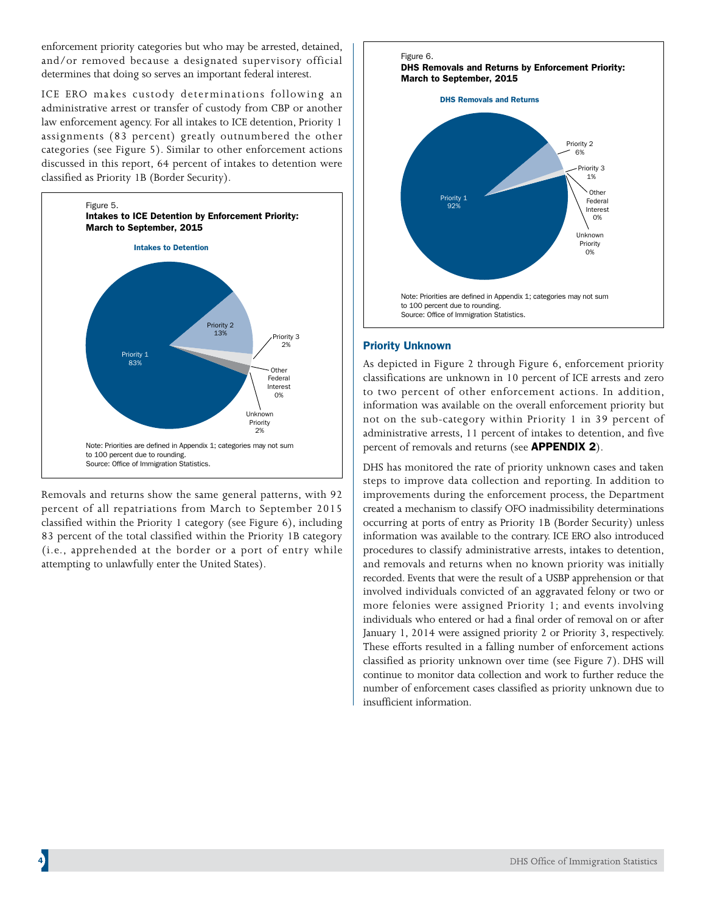enforcement priority categories but who may be arrested, detained, and/or removed because a designated supervisory official determines that doing so serves an important federal interest.

ICE ERO makes custody determinations following an administrative arrest or transfer of custody from CBP or another law enforcement agency. For all intakes to ICE detention, Priority 1 assignments (83 percent) greatly outnumbered the other categories (see Figure 5). Similar to other enforcement actions discussed in this report, 64 percent of intakes to detention were classified as Priority 1B (Border Security).

Figure 5.
**Intakes to ICE Detention by Enforcement Priority: March to September, 2015**

**Intakes to Detention**

| Category | Percent |
|---|---|
| Priority 1 | 83% |
| Priority 2 | 13% |
| Priority 3 | 2% |
| Other Federal Interest | 0% |
| Unknown Priority | 2% |

Note: Priorities are defined in Appendix 1; categories may not sum to 100 percent due to rounding.
Source: Office of Immigration Statistics.

Removals and returns show the same general patterns, with 92 percent of all repatriations from March to September 2015 classified within the Priority 1 category (see Figure 6), including 83 percent of the total classified within the Priority 1B category (i.e., apprehended at the border or a port of entry while attempting to unlawfully enter the United States).

Figure 6.
**DHS Removals and Returns by Enforcement Priority: March to September, 2015**

**DHS Removals and Returns**

| Category | Percent |
|---|---|
| Priority 1 | 92% |
| Priority 2 | 6% |
| Priority 3 | 1% |
| Other Federal Interest | 0% |
| Unknown Priority | 0% |

Note: Priorities are defined in Appendix 1; categories may not sum to 100 percent due to rounding.
Source: Office of Immigration Statistics.

## Priority Unknown

As depicted in Figure 2 through Figure 6, enforcement priority classifications are unknown in 10 percent of ICE arrests and zero to two percent of other enforcement actions. In addition, information was available on the overall enforcement priority but not on the sub-category within Priority 1 in 39 percent of administrative arrests, 11 percent of intakes to detention, and five percent of removals and returns (see **APPENDIX 2**).

DHS has monitored the rate of priority unknown cases and taken steps to improve data collection and reporting. In addition to improvements during the enforcement process, the Department created a mechanism to classify OFO inadmissibility determinations occurring at ports of entry as Priority 1B (Border Security) unless information was available to the contrary. ICE ERO also introduced procedures to classify administrative arrests, intakes to detention, and removals and returns when no known priority was initially recorded. Events that were the result of a USBP apprehension or that involved individuals convicted of an aggravated felony or two or more felonies were assigned Priority 1; and events involving individuals who entered or had a final order of removal on or after January 1, 2014 were assigned priority 2 or Priority 3, respectively. These efforts resulted in a falling number of enforcement actions classified as priority unknown over time (see Figure 7). DHS will continue to monitor data collection and work to further reduce the number of enforcement cases classified as priority unknown due to insufficient information.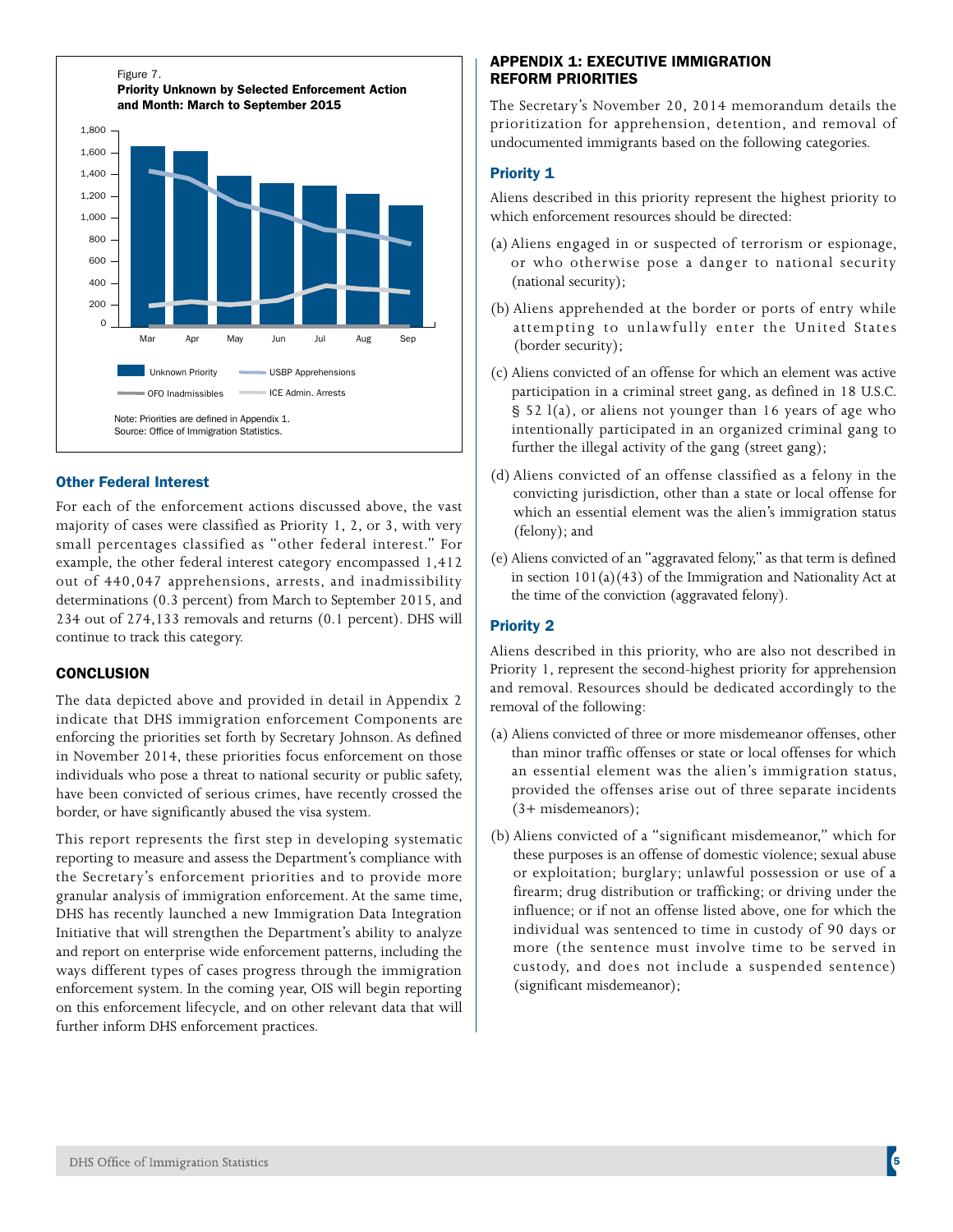Figure 7.
**Priority Unknown by Selected Enforcement Action and Month: March to September 2015**

Note: Priorities are defined in Appendix 1.
Source: Office of Immigration Statistics.

### Other Federal Interest

For each of the enforcement actions discussed above, the vast majority of cases were classified as Priority 1, 2, or 3, with very small percentages classified as "other federal interest." For example, the other federal interest category encompassed 1,412 out of 440,047 apprehensions, arrests, and inadmissibility determinations (0.3 percent) from March to September 2015, and 234 out of 274,133 removals and returns (0.1 percent). DHS will continue to track this category.

## CONCLUSION

The data depicted above and provided in detail in Appendix 2 indicate that DHS immigration enforcement Components are enforcing the priorities set forth by Secretary Johnson. As defined in November 2014, these priorities focus enforcement on those individuals who pose a threat to national security or public safety, have been convicted of serious crimes, have recently crossed the border, or have significantly abused the visa system.

This report represents the first step in developing systematic reporting to measure and assess the Department's compliance with the Secretary's enforcement priorities and to provide more granular analysis of immigration enforcement. At the same time, DHS has recently launched a new Immigration Data Integration Initiative that will strengthen the Department's ability to analyze and report on enterprise wide enforcement patterns, including the ways different types of cases progress through the immigration enforcement system. In the coming year, OIS will begin reporting on this enforcement lifecycle, and on other relevant data that will further inform DHS enforcement practices.

## APPENDIX 1: EXECUTIVE IMMIGRATION REFORM PRIORITIES

The Secretary's November 20, 2014 memorandum details the prioritization for apprehension, detention, and removal of undocumented immigrants based on the following categories.

### Priority 1

Aliens described in this priority represent the highest priority to which enforcement resources should be directed:

(a) Aliens engaged in or suspected of terrorism or espionage, or who otherwise pose a danger to national security (national security);

(b) Aliens apprehended at the border or ports of entry while attempting to unlawfully enter the United States (border security);

(c) Aliens convicted of an offense for which an element was active participation in a criminal street gang, as defined in 18 U.S.C. § 52 l(a), or aliens not younger than 16 years of age who intentionally participated in an organized criminal gang to further the illegal activity of the gang (street gang);

(d) Aliens convicted of an offense classified as a felony in the convicting jurisdiction, other than a state or local offense for which an essential element was the alien's immigration status (felony); and

(e) Aliens convicted of an "aggravated felony," as that term is defined in section 101(a)(43) of the Immigration and Nationality Act at the time of the conviction (aggravated felony).

### Priority 2

Aliens described in this priority, who are also not described in Priority 1, represent the second-highest priority for apprehension and removal. Resources should be dedicated accordingly to the removal of the following:

(a) Aliens convicted of three or more misdemeanor offenses, other than minor traffic offenses or state or local offenses for which an essential element was the alien's immigration status, provided the offenses arise out of three separate incidents (3+ misdemeanors);

(b) Aliens convicted of a "significant misdemeanor," which for these purposes is an offense of domestic violence; sexual abuse or exploitation; burglary; unlawful possession or use of a firearm; drug distribution or trafficking; or driving under the influence; or if not an offense listed above, one for which the individual was sentenced to time in custody of 90 days or more (the sentence must involve time to be served in custody, and does not include a suspended sentence) (significant misdemeanor);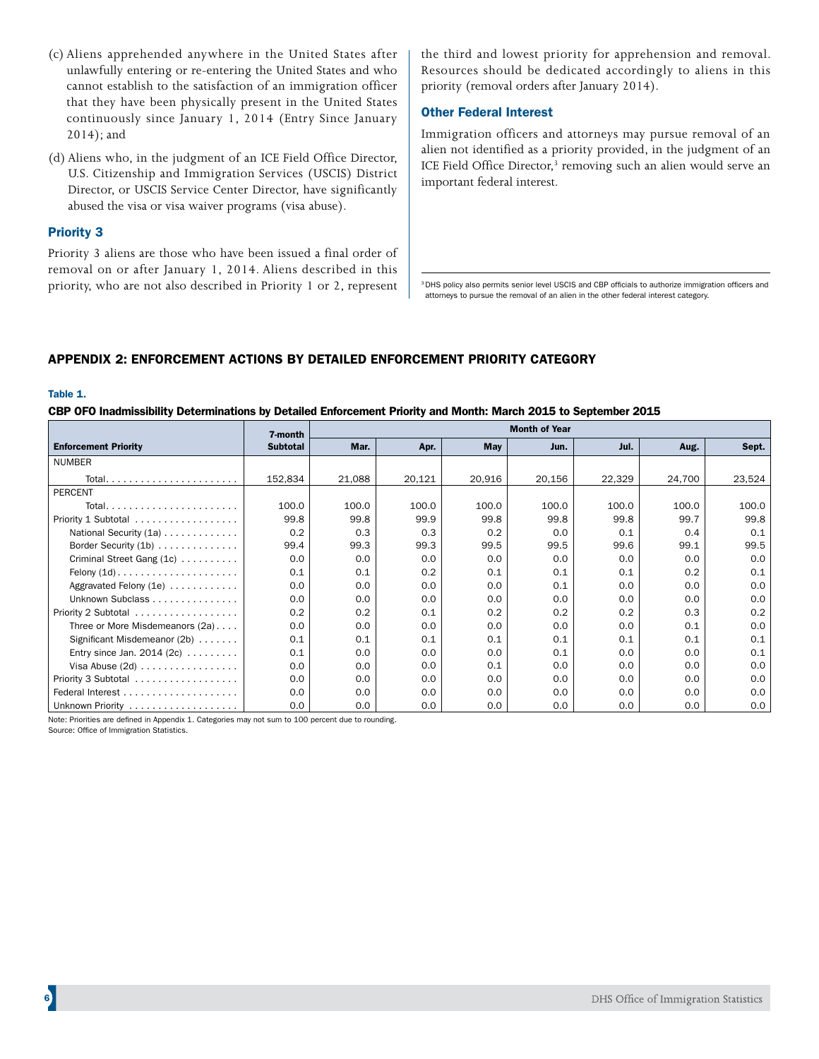(c) Aliens apprehended anywhere in the United States after unlawfully entering or re-entering the United States and who cannot establish to the satisfaction of an immigration officer that they have been physically present in the United States continuously since January 1, 2014 (Entry Since January 2014); and

(d) Aliens who, in the judgment of an ICE Field Office Director, U.S. Citizenship and Immigration Services (USCIS) District Director, or USCIS Service Center Director, have significantly abused the visa or visa waiver programs (visa abuse).

### Priority 3

Priority 3 aliens are those who have been issued a final order of removal on or after January 1, 2014. Aliens described in this priority, who are not also described in Priority 1 or 2, represent the third and lowest priority for apprehension and removal. Resources should be dedicated accordingly to aliens in this priority (removal orders after January 2014).

### Other Federal Interest

Immigration officers and attorneys may pursue removal of an alien not identified as a priority provided, in the judgment of an ICE Field Office Director,[3] removing such an alien would serve an important federal interest.

[3] DHS policy also permits senior level USCIS and CBP officials to authorize immigration officers and attorneys to pursue the removal of an alien in the other federal interest category.

## APPENDIX 2: ENFORCEMENT ACTIONS BY DETAILED ENFORCEMENT PRIORITY CATEGORY

**Table 1.**

**CBP OFO Inadmissibility Determinations by Detailed Enforcement Priority and Month: March 2015 to September 2015**

| Enforcement Priority | 7-month Subtotal | Month of Year | | | | | | |
|---|---|---|---|---|---|---|---|---|
| | | Mar. | Apr. | May | Jun. | Jul. | Aug. | Sept. |
| NUMBER | | | | | | | | |
| Total | 152,834 | 21,088 | 20,121 | 20,916 | 20,156 | 22,329 | 24,700 | 23,524 |
| PERCENT | | | | | | | | |
| Total | 100.0 | 100.0 | 100.0 | 100.0 | 100.0 | 100.0 | 100.0 | 100.0 |
| Priority 1 Subtotal | 99.8 | 99.8 | 99.9 | 99.8 | 99.8 | 99.8 | 99.7 | 99.8 |
| National Security (1a) | 0.2 | 0.3 | 0.3 | 0.2 | 0.0 | 0.1 | 0.4 | 0.1 |
| Border Security (1b) | 99.4 | 99.3 | 99.3 | 99.5 | 99.5 | 99.6 | 99.1 | 99.5 |
| Criminal Street Gang (1c) | 0.0 | 0.0 | 0.0 | 0.0 | 0.0 | 0.0 | 0.0 | 0.0 |
| Felony (1d) | 0.1 | 0.1 | 0.2 | 0.1 | 0.1 | 0.1 | 0.2 | 0.1 |
| Aggravated Felony (1e) | 0.0 | 0.0 | 0.0 | 0.0 | 0.1 | 0.0 | 0.0 | 0.0 |
| Unknown Subclass | 0.0 | 0.0 | 0.0 | 0.0 | 0.0 | 0.0 | 0.0 | 0.0 |
| Priority 2 Subtotal | 0.2 | 0.2 | 0.1 | 0.2 | 0.2 | 0.2 | 0.3 | 0.2 |
| Three or More Misdemeanors (2a) | 0.0 | 0.0 | 0.0 | 0.0 | 0.0 | 0.0 | 0.1 | 0.0 |
| Significant Misdemeanor (2b) | 0.1 | 0.1 | 0.1 | 0.1 | 0.1 | 0.1 | 0.1 | 0.1 |
| Entry since Jan. 2014 (2c) | 0.1 | 0.0 | 0.0 | 0.0 | 0.1 | 0.0 | 0.0 | 0.1 |
| Visa Abuse (2d) | 0.0 | 0.0 | 0.0 | 0.1 | 0.0 | 0.0 | 0.0 | 0.0 |
| Priority 3 Subtotal | 0.0 | 0.0 | 0.0 | 0.0 | 0.0 | 0.0 | 0.0 | 0.0 |
| Federal Interest | 0.0 | 0.0 | 0.0 | 0.0 | 0.0 | 0.0 | 0.0 | 0.0 |
| Unknown Priority | 0.0 | 0.0 | 0.0 | 0.0 | 0.0 | 0.0 | 0.0 | 0.0 |

Note: Priorities are defined in Appendix 1. Categories may not sum to 100 percent due to rounding.
Source: Office of Immigration Statistics.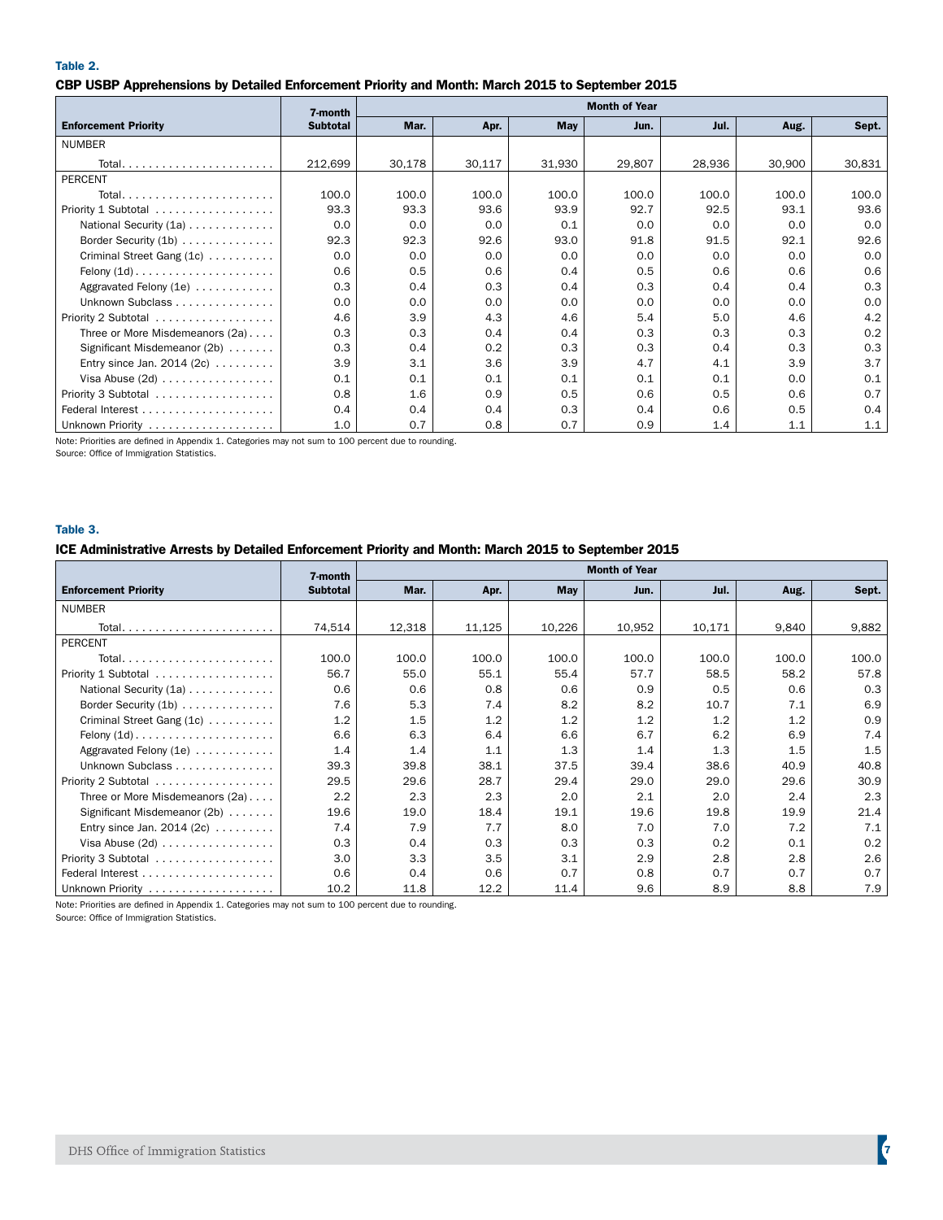**Table 2.**

**CBP USBP Apprehensions by Detailed Enforcement Priority and Month: March 2015 to September 2015**

| Enforcement Priority | 7-month Subtotal | Month of Year | | | | | | |
|---|---|---|---|---|---|---|---|---|
| | | Mar. | Apr. | May | Jun. | Jul. | Aug. | Sept. |
| NUMBER | | | | | | | | |
| Total | 212,699 | 30,178 | 30,117 | 31,930 | 29,807 | 28,936 | 30,900 | 30,831 |
| PERCENT | | | | | | | | |
| Total | 100.0 | 100.0 | 100.0 | 100.0 | 100.0 | 100.0 | 100.0 | 100.0 |
| Priority 1 Subtotal | 93.3 | 93.3 | 93.6 | 93.9 | 92.7 | 92.5 | 93.1 | 93.6 |
| National Security (1a) | 0.0 | 0.0 | 0.0 | 0.1 | 0.0 | 0.0 | 0.0 | 0.0 |
| Border Security (1b) | 92.3 | 92.3 | 92.6 | 93.0 | 91.8 | 91.5 | 92.1 | 92.6 |
| Criminal Street Gang (1c) | 0.0 | 0.0 | 0.0 | 0.0 | 0.0 | 0.0 | 0.0 | 0.0 |
| Felony (1d) | 0.6 | 0.5 | 0.6 | 0.4 | 0.5 | 0.6 | 0.6 | 0.6 |
| Aggravated Felony (1e) | 0.3 | 0.4 | 0.3 | 0.4 | 0.3 | 0.4 | 0.4 | 0.3 |
| Unknown Subclass | 0.0 | 0.0 | 0.0 | 0.0 | 0.0 | 0.0 | 0.0 | 0.0 |
| Priority 2 Subtotal | 4.6 | 3.9 | 4.3 | 4.6 | 5.4 | 5.0 | 4.6 | 4.2 |
| Three or More Misdemeanors (2a) | 0.3 | 0.3 | 0.4 | 0.4 | 0.3 | 0.3 | 0.3 | 0.2 |
| Significant Misdemeanor (2b) | 0.3 | 0.4 | 0.2 | 0.3 | 0.3 | 0.4 | 0.3 | 0.3 |
| Entry since Jan. 2014 (2c) | 3.9 | 3.1 | 3.6 | 3.9 | 4.7 | 4.1 | 3.9 | 3.7 |
| Visa Abuse (2d) | 0.1 | 0.1 | 0.1 | 0.1 | 0.1 | 0.1 | 0.0 | 0.1 |
| Priority 3 Subtotal | 0.8 | 1.6 | 0.9 | 0.5 | 0.6 | 0.5 | 0.6 | 0.7 |
| Federal Interest | 0.4 | 0.4 | 0.4 | 0.3 | 0.4 | 0.6 | 0.5 | 0.4 |
| Unknown Priority | 1.0 | 0.7 | 0.8 | 0.7 | 0.9 | 1.4 | 1.1 | 1.1 |

Note: Priorities are defined in Appendix 1. Categories may not sum to 100 percent due to rounding.
Source: Office of Immigration Statistics.

**Table 3.**

**ICE Administrative Arrests by Detailed Enforcement Priority and Month: March 2015 to September 2015**

| Enforcement Priority | 7-month Subtotal | Month of Year | | | | | | |
|---|---|---|---|---|---|---|---|---|
| | | Mar. | Apr. | May | Jun. | Jul. | Aug. | Sept. |
| NUMBER | | | | | | | | |
| Total | 74,514 | 12,318 | 11,125 | 10,226 | 10,952 | 10,171 | 9,840 | 9,882 |
| PERCENT | | | | | | | | |
| Total | 100.0 | 100.0 | 100.0 | 100.0 | 100.0 | 100.0 | 100.0 | 100.0 |
| Priority 1 Subtotal | 56.7 | 55.0 | 55.1 | 55.4 | 57.7 | 58.5 | 58.2 | 57.8 |
| National Security (1a) | 0.6 | 0.6 | 0.8 | 0.6 | 0.9 | 0.5 | 0.6 | 0.3 |
| Border Security (1b) | 7.6 | 5.3 | 7.4 | 8.2 | 8.2 | 10.7 | 7.1 | 6.9 |
| Criminal Street Gang (1c) | 1.2 | 1.5 | 1.2 | 1.2 | 1.2 | 1.2 | 1.2 | 0.9 |
| Felony (1d) | 6.6 | 6.3 | 6.4 | 6.6 | 6.7 | 6.2 | 6.9 | 7.4 |
| Aggravated Felony (1e) | 1.4 | 1.4 | 1.1 | 1.3 | 1.4 | 1.3 | 1.5 | 1.5 |
| Unknown Subclass | 39.3 | 39.8 | 38.1 | 37.5 | 39.4 | 38.6 | 40.9 | 40.8 |
| Priority 2 Subtotal | 29.5 | 29.6 | 28.7 | 29.4 | 29.0 | 29.0 | 29.6 | 30.9 |
| Three or More Misdemeanors (2a) | 2.2 | 2.3 | 2.3 | 2.0 | 2.1 | 2.0 | 2.4 | 2.3 |
| Significant Misdemeanor (2b) | 19.6 | 19.0 | 18.4 | 19.1 | 19.6 | 19.8 | 19.9 | 21.4 |
| Entry since Jan. 2014 (2c) | 7.4 | 7.9 | 7.7 | 8.0 | 7.0 | 7.0 | 7.2 | 7.1 |
| Visa Abuse (2d) | 0.3 | 0.4 | 0.3 | 0.3 | 0.3 | 0.2 | 0.1 | 0.2 |
| Priority 3 Subtotal | 3.0 | 3.3 | 3.5 | 3.1 | 2.9 | 2.8 | 2.8 | 2.6 |
| Federal Interest | 0.6 | 0.4 | 0.6 | 0.7 | 0.8 | 0.7 | 0.7 | 0.7 |
| Unknown Priority | 10.2 | 11.8 | 12.2 | 11.4 | 9.6 | 8.9 | 8.8 | 7.9 |

Note: Priorities are defined in Appendix 1. Categories may not sum to 100 percent due to rounding.
Source: Office of Immigration Statistics.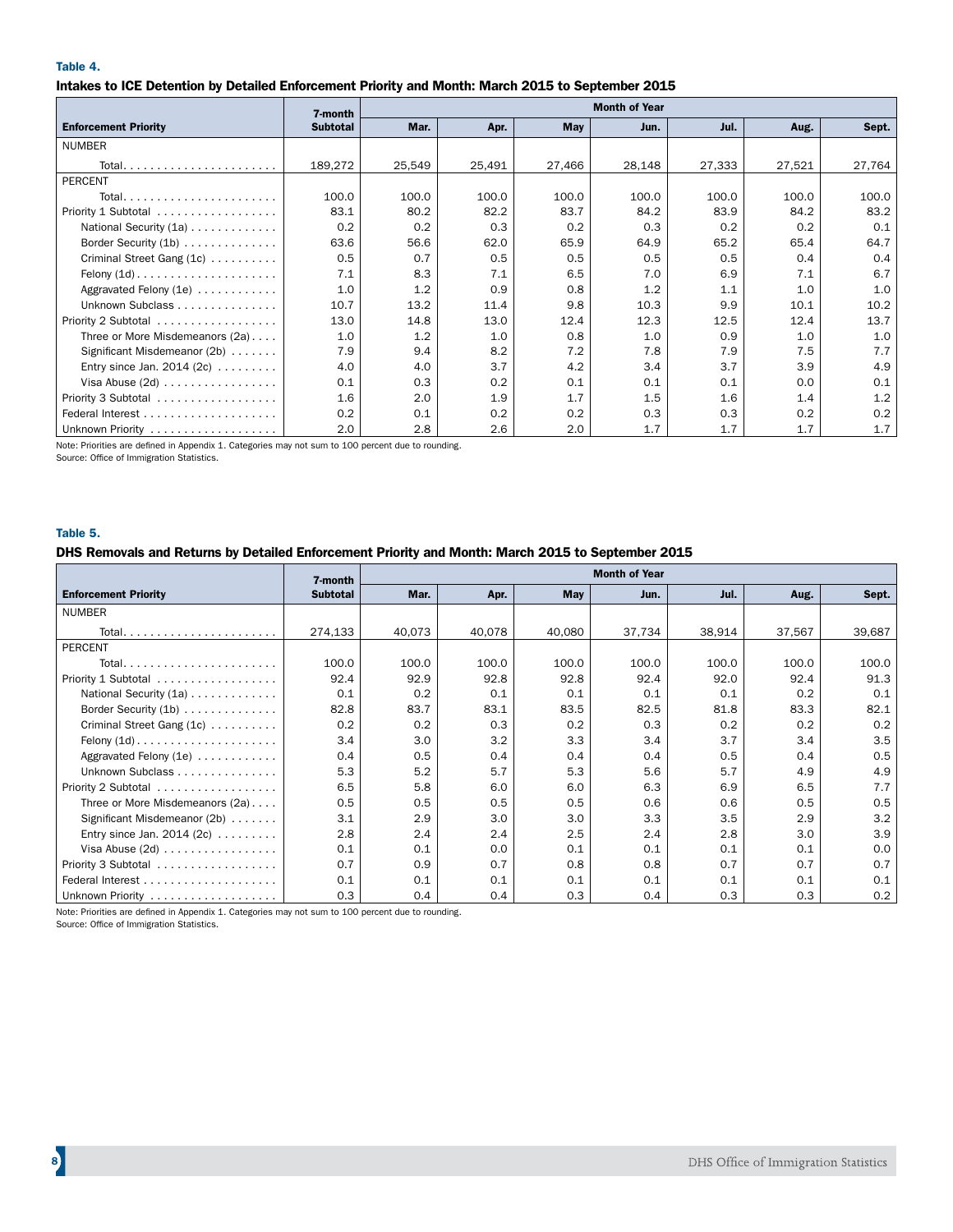**Table 4.**

**Intakes to ICE Detention by Detailed Enforcement Priority and Month: March 2015 to September 2015**

| Enforcement Priority | 7-month Subtotal | Month of Year | | | | | | |
|---|---|---|---|---|---|---|---|---|
| | | Mar. | Apr. | May | Jun. | Jul. | Aug. | Sept. |
| NUMBER | | | | | | | | |
| Total | 189,272 | 25,549 | 25,491 | 27,466 | 28,148 | 27,333 | 27,521 | 27,764 |
| PERCENT | | | | | | | | |
| Total | 100.0 | 100.0 | 100.0 | 100.0 | 100.0 | 100.0 | 100.0 | 100.0 |
| Priority 1 Subtotal | 83.1 | 80.2 | 82.2 | 83.7 | 84.2 | 83.9 | 84.2 | 83.2 |
| National Security (1a) | 0.2 | 0.2 | 0.3 | 0.2 | 0.3 | 0.2 | 0.2 | 0.1 |
| Border Security (1b) | 63.6 | 56.6 | 62.0 | 65.9 | 64.9 | 65.2 | 65.4 | 64.7 |
| Criminal Street Gang (1c) | 0.5 | 0.7 | 0.5 | 0.5 | 0.5 | 0.5 | 0.4 | 0.4 |
| Felony (1d) | 7.1 | 8.3 | 7.1 | 6.5 | 7.0 | 6.9 | 7.1 | 6.7 |
| Aggravated Felony (1e) | 1.0 | 1.2 | 0.9 | 0.8 | 1.2 | 1.1 | 1.0 | 1.0 |
| Unknown Subclass | 10.7 | 13.2 | 11.4 | 9.8 | 10.3 | 9.9 | 10.1 | 10.2 |
| Priority 2 Subtotal | 13.0 | 14.8 | 13.0 | 12.4 | 12.3 | 12.5 | 12.4 | 13.7 |
| Three or More Misdemeanors (2a) | 1.0 | 1.2 | 1.0 | 0.8 | 1.0 | 0.9 | 1.0 | 1.0 |
| Significant Misdemeanor (2b) | 7.9 | 9.4 | 8.2 | 7.2 | 7.8 | 7.9 | 7.5 | 7.7 |
| Entry since Jan. 2014 (2c) | 4.0 | 4.0 | 3.7 | 4.2 | 3.4 | 3.7 | 3.9 | 4.9 |
| Visa Abuse (2d) | 0.1 | 0.3 | 0.2 | 0.1 | 0.1 | 0.1 | 0.0 | 0.1 |
| Priority 3 Subtotal | 1.6 | 2.0 | 1.9 | 1.7 | 1.5 | 1.6 | 1.4 | 1.2 |
| Federal Interest | 0.2 | 0.1 | 0.2 | 0.2 | 0.3 | 0.3 | 0.2 | 0.2 |
| Unknown Priority | 2.0 | 2.8 | 2.6 | 2.0 | 1.7 | 1.7 | 1.7 | 1.7 |

Note: Priorities are defined in Appendix 1. Categories may not sum to 100 percent due to rounding.
Source: Office of Immigration Statistics.

**Table 5.**

**DHS Removals and Returns by Detailed Enforcement Priority and Month: March 2015 to September 2015**

| Enforcement Priority | 7-month Subtotal | Month of Year | | | | | | |
|---|---|---|---|---|---|---|---|---|
| | | Mar. | Apr. | May | Jun. | Jul. | Aug. | Sept. |
| NUMBER | | | | | | | | |
| Total | 274,133 | 40,073 | 40,078 | 40,080 | 37,734 | 38,914 | 37,567 | 39,687 |
| PERCENT | | | | | | | | |
| Total | 100.0 | 100.0 | 100.0 | 100.0 | 100.0 | 100.0 | 100.0 | 100.0 |
| Priority 1 Subtotal | 92.4 | 92.9 | 92.8 | 92.8 | 92.4 | 92.0 | 92.4 | 91.3 |
| National Security (1a) | 0.1 | 0.2 | 0.1 | 0.1 | 0.1 | 0.1 | 0.2 | 0.1 |
| Border Security (1b) | 82.8 | 83.7 | 83.1 | 83.5 | 82.5 | 81.8 | 83.3 | 82.1 |
| Criminal Street Gang (1c) | 0.2 | 0.2 | 0.3 | 0.2 | 0.3 | 0.2 | 0.2 | 0.2 |
| Felony (1d) | 3.4 | 3.0 | 3.2 | 3.3 | 3.4 | 3.7 | 3.4 | 3.5 |
| Aggravated Felony (1e) | 0.4 | 0.5 | 0.4 | 0.4 | 0.4 | 0.5 | 0.4 | 0.5 |
| Unknown Subclass | 5.3 | 5.2 | 5.7 | 5.3 | 5.6 | 5.7 | 4.9 | 4.9 |
| Priority 2 Subtotal | 6.5 | 5.8 | 6.0 | 6.0 | 6.3 | 6.9 | 6.5 | 7.7 |
| Three or More Misdemeanors (2a) | 0.5 | 0.5 | 0.5 | 0.5 | 0.6 | 0.6 | 0.5 | 0.5 |
| Significant Misdemeanor (2b) | 3.1 | 2.9 | 3.0 | 3.0 | 3.3 | 3.5 | 2.9 | 3.2 |
| Entry since Jan. 2014 (2c) | 2.8 | 2.4 | 2.4 | 2.5 | 2.4 | 2.8 | 3.0 | 3.9 |
| Visa Abuse (2d) | 0.1 | 0.1 | 0.0 | 0.1 | 0.1 | 0.1 | 0.1 | 0.0 |
| Priority 3 Subtotal | 0.7 | 0.9 | 0.7 | 0.8 | 0.8 | 0.7 | 0.7 | 0.7 |
| Federal Interest | 0.1 | 0.1 | 0.1 | 0.1 | 0.1 | 0.1 | 0.1 | 0.1 |
| Unknown Priority | 0.3 | 0.4 | 0.4 | 0.3 | 0.4 | 0.3 | 0.3 | 0.2 |

Note: Priorities are defined in Appendix 1. Categories may not sum to 100 percent due to rounding.
Source: Office of Immigration Statistics.